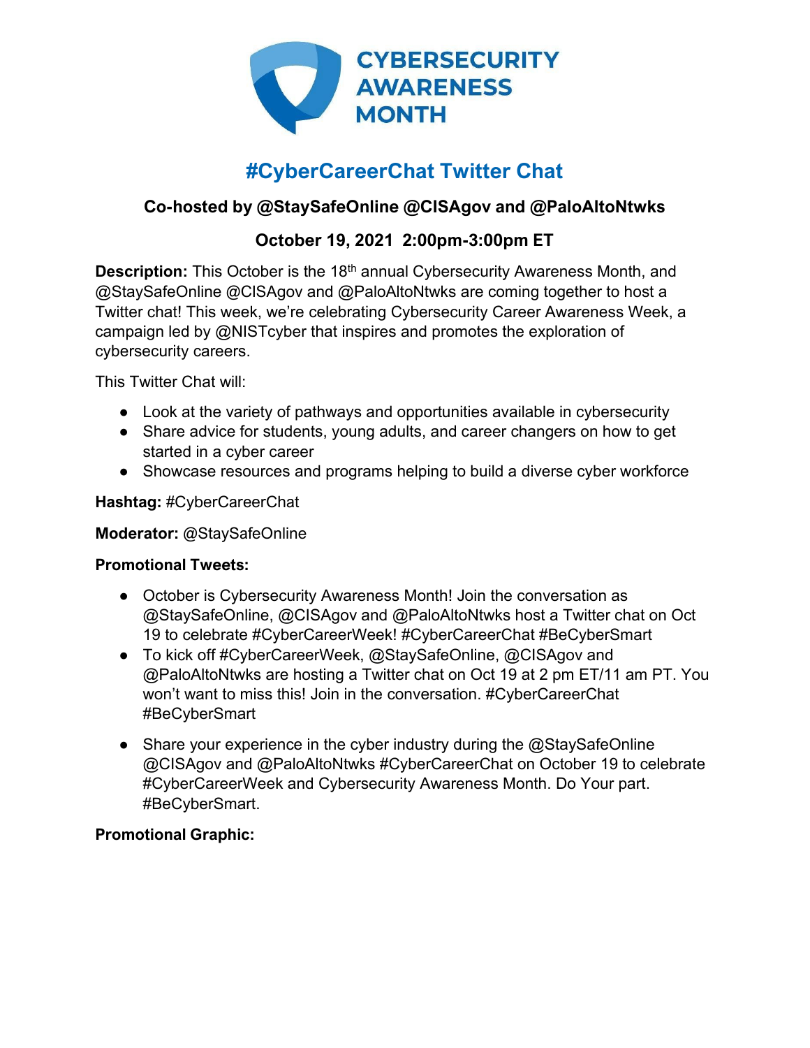# CYBERSECURITY AWARENESS MONTH

## #CyberCareerChat Twitter Chat

### Co-hosted by @StaySafeOnline @CISAgov and @PaloAltoNtwks

### October 19, 2021 2:00pm-3:00pm ET

**Description:** This October is the 18th annual Cybersecurity Awareness Month, and @StaySafeOnline @CISAgov and @PaloAltoNtwks are coming together to host a Twitter chat! This week, we're celebrating Cybersecurity Career Awareness Week, a campaign led by @NISTcyber that inspires and promotes the exploration of cybersecurity careers.

This Twitter Chat will:

- Look at the variety of pathways and opportunities available in cybersecurity
- Share advice for students, young adults, and career changers on how to get started in a cyber career
- Showcase resources and programs helping to build a diverse cyber workforce

**Hashtag:** #CyberCareerChat

**Moderator:** @StaySafeOnline

**Promotional Tweets:**

- October is Cybersecurity Awareness Month! Join the conversation as @StaySafeOnline, @CISAgov and @PaloAltoNtwks host a Twitter chat on Oct 19 to celebrate #CyberCareerWeek! #CyberCareerChat #BeCyberSmart
- To kick off #CyberCareerWeek, @StaySafeOnline, @CISAgov and @PaloAltoNtwks are hosting a Twitter chat on Oct 19 at 2 pm ET/11 am PT. You won't want to miss this! Join in the conversation. #CyberCareerChat #BeCyberSmart
- Share your experience in the cyber industry during the @StaySafeOnline @CISAgov and @PaloAltoNtwks #CyberCareerChat on October 19 to celebrate #CyberCareerWeek and Cybersecurity Awareness Month. Do Your part. #BeCyberSmart.

**Promotional Graphic:**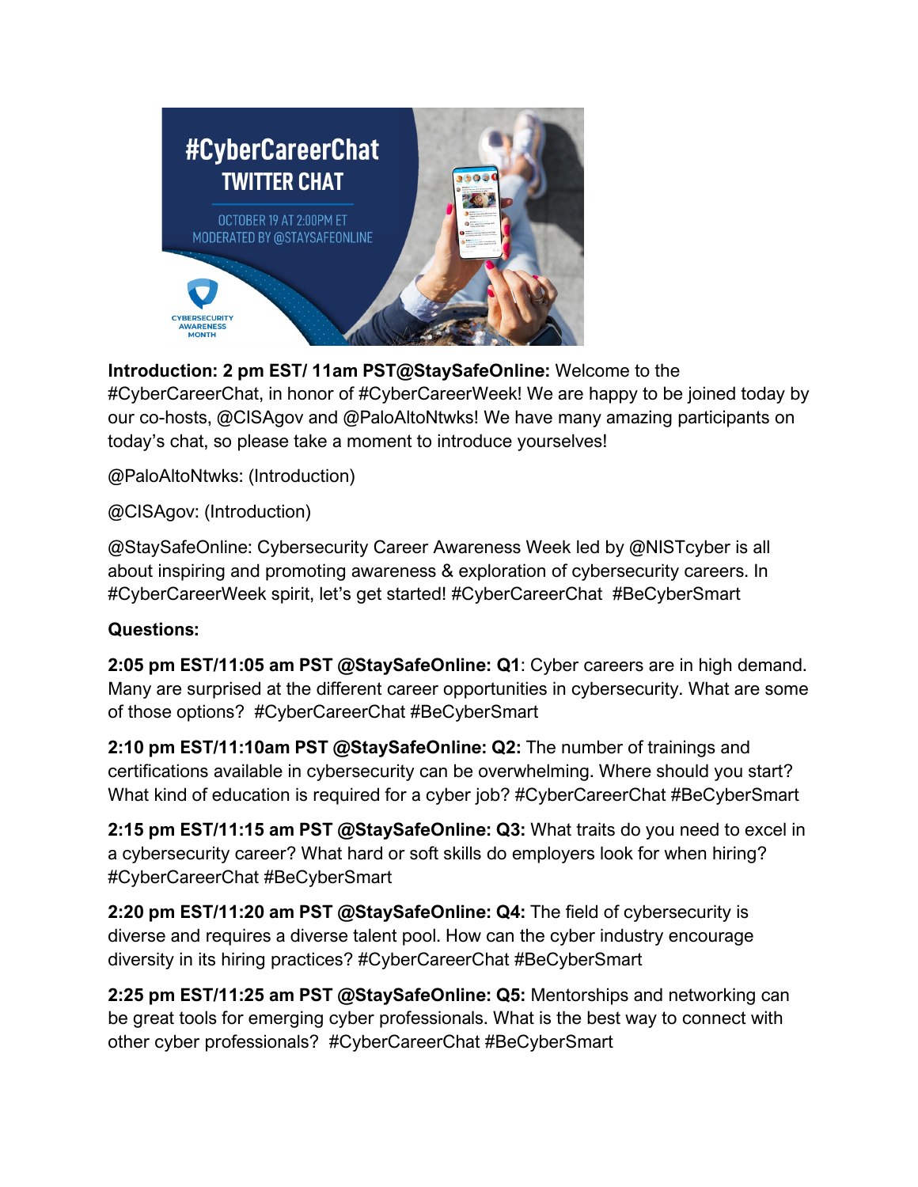**Introduction: 2 pm EST/ 11am PST@StaySafeOnline:** Welcome to the #CyberCareerChat, in honor of #CyberCareerWeek! We are happy to be joined today by our co-hosts, @CISAgov and @PaloAltoNtwks! We have many amazing participants on today's chat, so please take a moment to introduce yourselves!

@PaloAltoNtwks: (Introduction)

@CISAgov: (Introduction)

@StaySafeOnline: Cybersecurity Career Awareness Week led by @NISTcyber is all about inspiring and promoting awareness & exploration of cybersecurity careers. In #CyberCareerWeek spirit, let's get started! #CyberCareerChat #BeCyberSmart

**Questions:**

**2:05 pm EST/11:05 am PST @StaySafeOnline: Q1**: Cyber careers are in high demand. Many are surprised at the different career opportunities in cybersecurity. What are some of those options? #CyberCareerChat #BeCyberSmart

**2:10 pm EST/11:10am PST @StaySafeOnline: Q2:** The number of trainings and certifications available in cybersecurity can be overwhelming. Where should you start? What kind of education is required for a cyber job? #CyberCareerChat #BeCyberSmart

**2:15 pm EST/11:15 am PST @StaySafeOnline: Q3:** What traits do you need to excel in a cybersecurity career? What hard or soft skills do employers look for when hiring? #CyberCareerChat #BeCyberSmart

**2:20 pm EST/11:20 am PST @StaySafeOnline: Q4:** The field of cybersecurity is diverse and requires a diverse talent pool. How can the cyber industry encourage diversity in its hiring practices? #CyberCareerChat #BeCyberSmart

**2:25 pm EST/11:25 am PST @StaySafeOnline: Q5:** Mentorships and networking can be great tools for emerging cyber professionals. What is the best way to connect with other cyber professionals? #CyberCareerChat #BeCyberSmart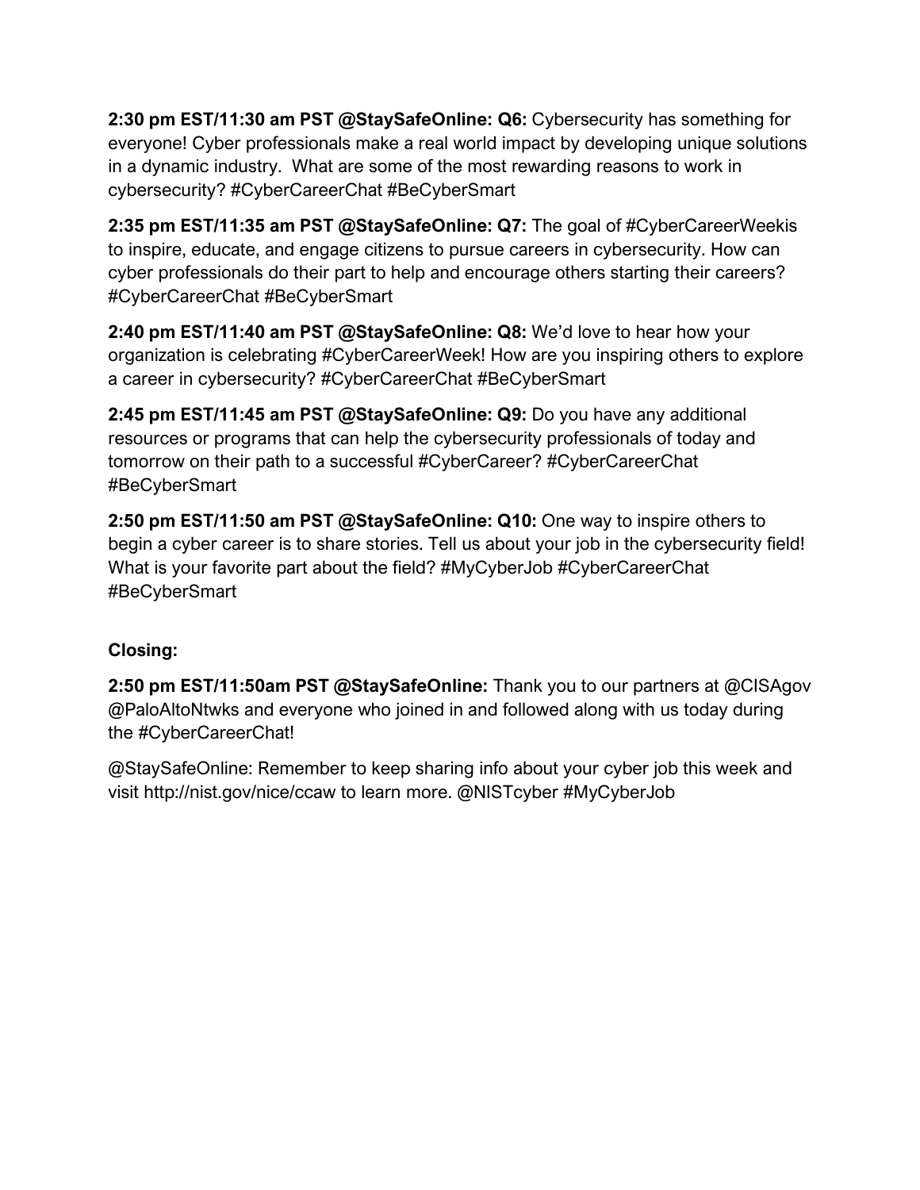**2:30 pm EST/11:30 am PST @StaySafeOnline: Q6:** Cybersecurity has something for everyone! Cyber professionals make a real world impact by developing unique solutions in a dynamic industry. What are some of the most rewarding reasons to work in cybersecurity? #CyberCareerChat #BeCyberSmart

**2:35 pm EST/11:35 am PST @StaySafeOnline: Q7:** The goal of #CyberCareerWeekis to inspire, educate, and engage citizens to pursue careers in cybersecurity. How can cyber professionals do their part to help and encourage others starting their careers? #CyberCareerChat #BeCyberSmart

**2:40 pm EST/11:40 am PST @StaySafeOnline: Q8:** We'd love to hear how your organization is celebrating #CyberCareerWeek! How are you inspiring others to explore a career in cybersecurity? #CyberCareerChat #BeCyberSmart

**2:45 pm EST/11:45 am PST @StaySafeOnline: Q9:** Do you have any additional resources or programs that can help the cybersecurity professionals of today and tomorrow on their path to a successful #CyberCareer? #CyberCareerChat #BeCyberSmart

**2:50 pm EST/11:50 am PST @StaySafeOnline: Q10:** One way to inspire others to begin a cyber career is to share stories. Tell us about your job in the cybersecurity field! What is your favorite part about the field? #MyCyberJob #CyberCareerChat #BeCyberSmart

**Closing:**

**2:50 pm EST/11:50am PST @StaySafeOnline:** Thank you to our partners at @CISAgov @PaloAltoNtwks and everyone who joined in and followed along with us today during the #CyberCareerChat!

@StaySafeOnline: Remember to keep sharing info about your cyber job this week and visit http://nist.gov/nice/ccaw to learn more. @NISTcyber #MyCyberJob